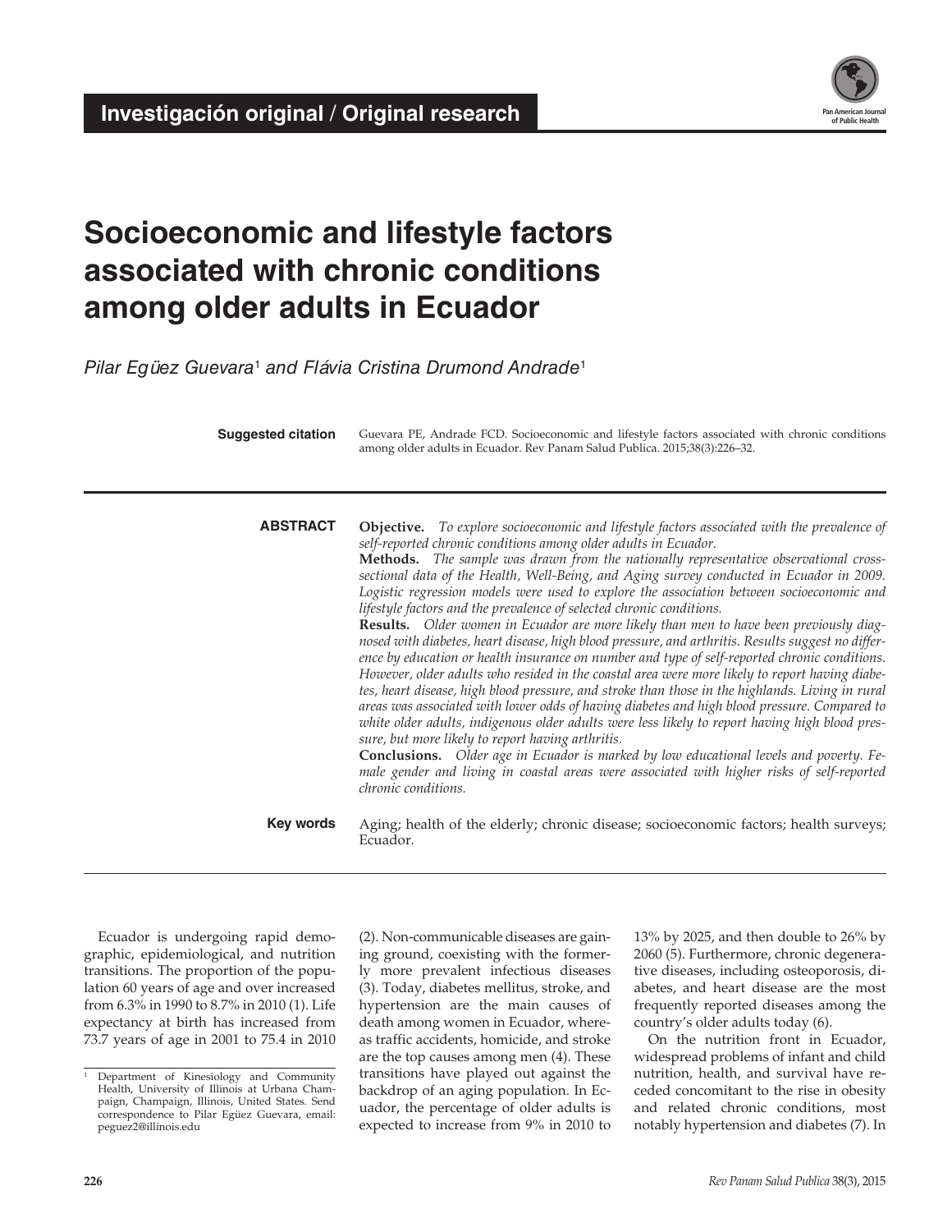**Investigación original / Original research**

# Socioeconomic and lifestyle factors associated with chronic conditions among older adults in Ecuador

*Pilar Egüez Guevara*[1] *and Flávia Cristina Drumond Andrade*[1]

**Suggested citation** Guevara PE, Andrade FCD. Socioeconomic and lifestyle factors associated with chronic conditions among older adults in Ecuador. Rev Panam Salud Publica. 2015;38(3):226–32.

**ABSTRACT**

**Objective.** *To explore socioeconomic and lifestyle factors associated with the prevalence of self-reported chronic conditions among older adults in Ecuador.*

**Methods.** *The sample was drawn from the nationally representative observational cross-sectional data of the Health, Well-Being, and Aging survey conducted in Ecuador in 2009. Logistic regression models were used to explore the association between socioeconomic and lifestyle factors and the prevalence of selected chronic conditions.*

**Results.** *Older women in Ecuador are more likely than men to have been previously diagnosed with diabetes, heart disease, high blood pressure, and arthritis. Results suggest no difference by education or health insurance on number and type of self-reported chronic conditions. However, older adults who resided in the coastal area were more likely to report having diabetes, heart disease, high blood pressure, and stroke than those in the highlands. Living in rural areas was associated with lower odds of having diabetes and high blood pressure. Compared to white older adults, indigenous older adults were less likely to report having high blood pressure, but more likely to report having arthritis.*

**Conclusions.** *Older age in Ecuador is marked by low educational levels and poverty. Female gender and living in coastal areas were associated with higher risks of self-reported chronic conditions.*

**Key words** Aging; health of the elderly; chronic disease; socioeconomic factors; health surveys; Ecuador.

---

Ecuador is undergoing rapid demographic, epidemiological, and nutrition transitions. The proportion of the population 60 years of age and over increased from 6.3% in 1990 to 8.7% in 2010 (1). Life expectancy at birth has increased from 73.7 years of age in 2001 to 75.4 in 2010 (2). Non-communicable diseases are gaining ground, coexisting with the formerly more prevalent infectious diseases (3). Today, diabetes mellitus, stroke, and hypertension are the main causes of death among women in Ecuador, whereas traffic accidents, homicide, and stroke are the top causes among men (4). These transitions have played out against the backdrop of an aging population. In Ecuador, the percentage of older adults is expected to increase from 9% in 2010 to 13% by 2025, and then double to 26% by 2060 (5). Furthermore, chronic degenerative diseases, including osteoporosis, diabetes, and heart disease are the most frequently reported diseases among the country's older adults today (6).

On the nutrition front in Ecuador, widespread problems of infant and child nutrition, health, and survival have receded concomitant to the rise in obesity and related chronic conditions, most notably hypertension and diabetes (7). In

[1] Department of Kinesiology and Community Health, University of Illinois at Urbana Champaign, Champaign, Illinois, United States. Send correspondence to Pilar Egüez Guevara, email: peguez2@illinois.edu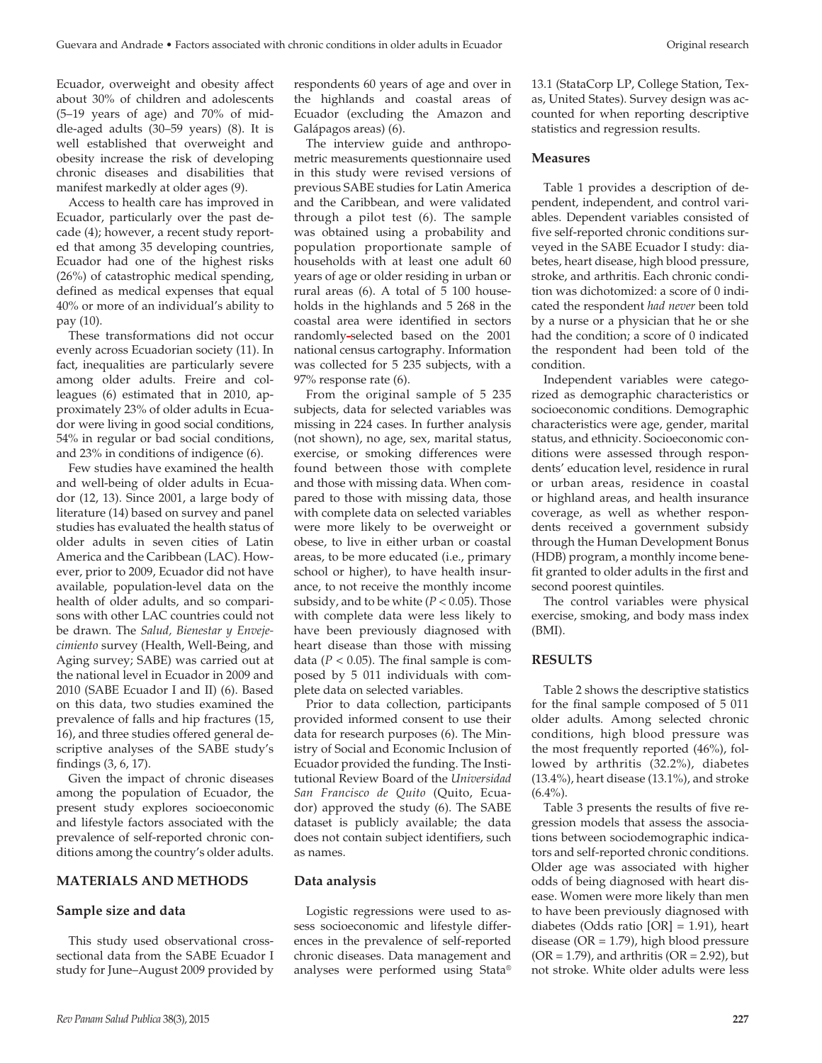Ecuador, overweight and obesity affect about 30% of children and adolescents (5–19 years of age) and 70% of middle-aged adults (30–59 years) (8). It is well established that overweight and obesity increase the risk of developing chronic diseases and disabilities that manifest markedly at older ages (9).

Access to health care has improved in Ecuador, particularly over the past decade (4); however, a recent study reported that among 35 developing countries, Ecuador had one of the highest risks (26%) of catastrophic medical spending, defined as medical expenses that equal 40% or more of an individual's ability to pay (10).

These transformations did not occur evenly across Ecuadorian society (11). In fact, inequalities are particularly severe among older adults. Freire and colleagues (6) estimated that in 2010, approximately 23% of older adults in Ecuador were living in good social conditions, 54% in regular or bad social conditions, and 23% in conditions of indigence (6).

Few studies have examined the health and well-being of older adults in Ecuador (12, 13). Since 2001, a large body of literature (14) based on survey and panel studies has evaluated the health status of older adults in seven cities of Latin America and the Caribbean (LAC). However, prior to 2009, Ecuador did not have available, population-level data on the health of older adults, and so comparisons with other LAC countries could not be drawn. The *Salud, Bienestar y Envejecimiento* survey (Health, Well-Being, and Aging survey; SABE) was carried out at the national level in Ecuador in 2009 and 2010 (SABE Ecuador I and II) (6). Based on this data, two studies examined the prevalence of falls and hip fractures (15, 16), and three studies offered general descriptive analyses of the SABE study's findings (3, 6, 17).

Given the impact of chronic diseases among the population of Ecuador, the present study explores socioeconomic and lifestyle factors associated with the prevalence of self-reported chronic conditions among the country's older adults.

## MATERIALS AND METHODS

### Sample size and data

This study used observational cross-sectional data from the SABE Ecuador I study for June–August 2009 provided by respondents 60 years of age and over in the highlands and coastal areas of Ecuador (excluding the Amazon and Galápagos areas) (6).

The interview guide and anthropometric measurements questionnaire used in this study were revised versions of previous SABE studies for Latin America and the Caribbean, and were validated through a pilot test (6). The sample was obtained using a probability and population proportionate sample of households with at least one adult 60 years of age or older residing in urban or rural areas (6). A total of 5 100 households in the highlands and 5 268 in the coastal area were identified in sectors randomly-selected based on the 2001 national census cartography. Information was collected for 5 235 subjects, with a 97% response rate (6).

From the original sample of 5 235 subjects, data for selected variables was missing in 224 cases. In further analysis (not shown), no age, sex, marital status, exercise, or smoking differences were found between those with complete and those with missing data. When compared to those with missing data, those with complete data on selected variables were more likely to be overweight or obese, to live in either urban or coastal areas, to be more educated (i.e., primary school or higher), to have health insurance, to not receive the monthly income subsidy, and to be white ($P < 0.05$). Those with complete data were less likely to have been previously diagnosed with heart disease than those with missing data ($P < 0.05$). The final sample is composed by 5 011 individuals with complete data on selected variables.

Prior to data collection, participants provided informed consent to use their data for research purposes (6). The Ministry of Social and Economic Inclusion of Ecuador provided the funding. The Institutional Review Board of the *Universidad San Francisco de Quito* (Quito, Ecuador) approved the study (6). The SABE dataset is publicly available; the data does not contain subject identifiers, such as names.

### Data analysis

Logistic regressions were used to assess socioeconomic and lifestyle differences in the prevalence of self-reported chronic diseases. Data management and analyses were performed using Stata® 13.1 (StataCorp LP, College Station, Texas, United States). Survey design was accounted for when reporting descriptive statistics and regression results.

### Measures

Table 1 provides a description of dependent, independent, and control variables. Dependent variables consisted of five self-reported chronic conditions surveyed in the SABE Ecuador I study: diabetes, heart disease, high blood pressure, stroke, and arthritis. Each chronic condition was dichotomized: a score of 0 indicated the respondent *had never* been told by a nurse or a physician that he or she had the condition; a score of 0 indicated the respondent had been told of the condition.

Independent variables were categorized as demographic characteristics or socioeconomic conditions. Demographic characteristics were age, gender, marital status, and ethnicity. Socioeconomic conditions were assessed through respondents' education level, residence in rural or urban areas, residence in coastal or highland areas, and health insurance coverage, as well as whether respondents received a government subsidy through the Human Development Bonus (HDB) program, a monthly income benefit granted to older adults in the first and second poorest quintiles.

The control variables were physical exercise, smoking, and body mass index (BMI).

## RESULTS

Table 2 shows the descriptive statistics for the final sample composed of 5 011 older adults. Among selected chronic conditions, high blood pressure was the most frequently reported (46%), followed by arthritis (32.2%), diabetes (13.4%), heart disease (13.1%), and stroke (6.4%).

Table 3 presents the results of five regression models that assess the associations between sociodemographic indicators and self-reported chronic conditions. Older age was associated with higher odds of being diagnosed with heart disease. Women were more likely than men to have been previously diagnosed with diabetes (Odds ratio [OR] = 1.91), heart disease (OR = 1.79), high blood pressure (OR = 1.79), and arthritis (OR = 2.92), but not stroke. White older adults were less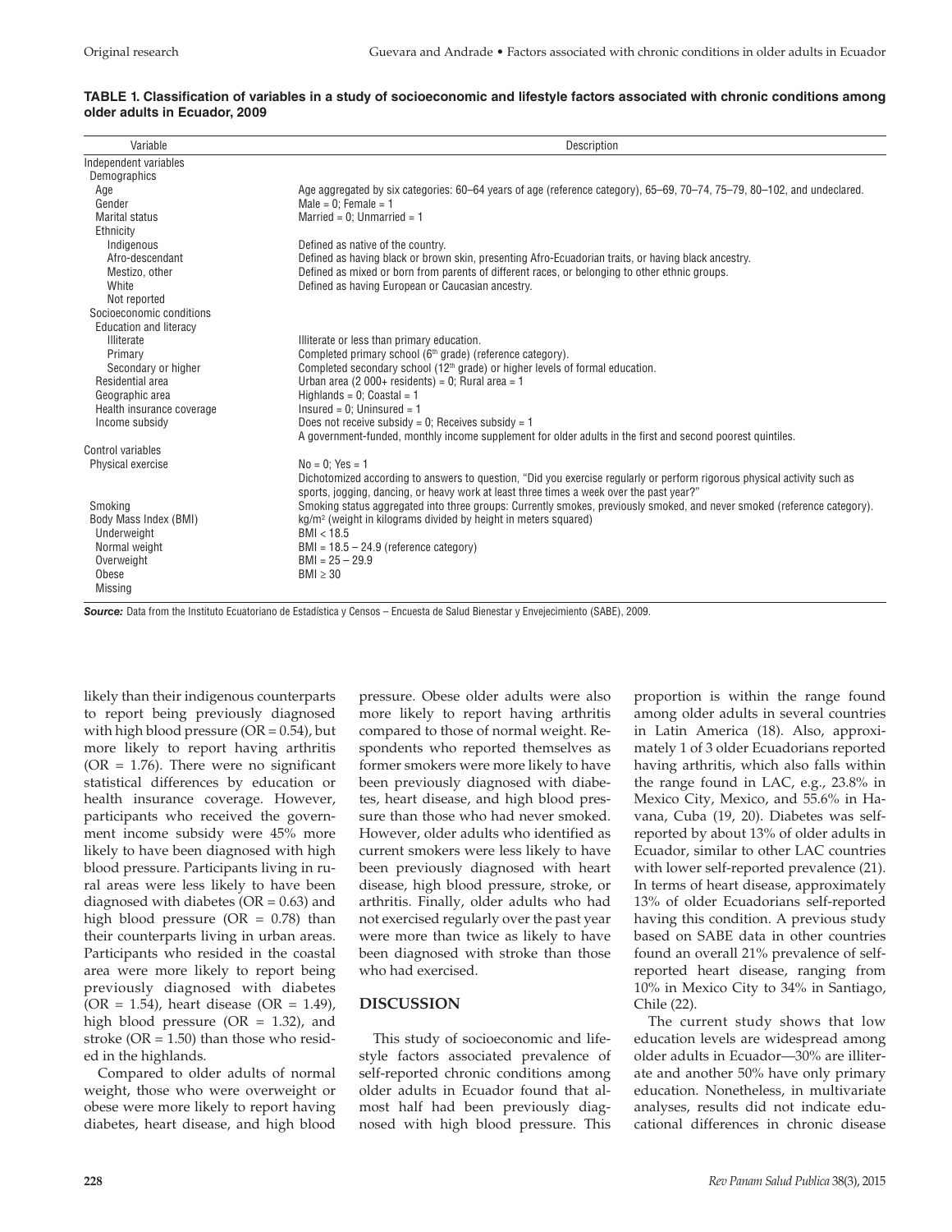**TABLE 1. Classification of variables in a study of socioeconomic and lifestyle factors associated with chronic conditions among older adults in Ecuador, 2009**

| Variable | Description |
|---|---|
| Independent variables | |
| Demographics | |
| Age | Age aggregated by six categories: 60–64 years of age (reference category), 65–69, 70–74, 75–79, 80–102, and undeclared. |
| Gender | Male = 0; Female = 1 |
| Marital status | Married = 0; Unmarried = 1 |
| Ethnicity | |
| Indigenous | Defined as native of the country. |
| Afro-descendant | Defined as having black or brown skin, presenting Afro-Ecuadorian traits, or having black ancestry. |
| Mestizo, other | Defined as mixed or born from parents of different races, or belonging to other ethnic groups. |
| White | Defined as having European or Caucasian ancestry. |
| Not reported | |
| Socioeconomic conditions | |
| Education and literacy | |
| Illiterate | Illiterate or less than primary education. |
| Primary | Completed primary school (6th grade) (reference category). |
| Secondary or higher | Completed secondary school (12th grade) or higher levels of formal education. |
| Residential area | Urban area (2 000+ residents) = 0; Rural area = 1 |
| Geographic area | Highlands = 0; Coastal = 1 |
| Health insurance coverage | Insured = 0; Uninsured = 1 |
| Income subsidy | Does not receive subsidy = 0; Receives subsidy = 1<br>A government-funded, monthly income supplement for older adults in the first and second poorest quintiles. |
| Control variables | |
| Physical exercise | No = 0; Yes = 1<br>Dichotomized according to answers to question, "Did you exercise regularly or perform rigorous physical activity such as sports, jogging, dancing, or heavy work at least three times a week over the past year?" |
| Smoking | Smoking status aggregated into three groups: Currently smokes, previously smoked, and never smoked (reference category). |
| Body Mass Index (BMI) | kg/m$^2$ (weight in kilograms divided by height in meters squared) |
| Underweight | BMI < 18.5 |
| Normal weight | BMI = 18.5 – 24.9 (reference category) |
| Overweight | BMI = 25 – 29.9 |
| Obese | BMI ≥ 30 |
| Missing | |

***Source:*** Data from the Instituto Ecuatoriano de Estadística y Censos – Encuesta de Salud Bienestar y Envejecimiento (SABE), 2009.

likely than their indigenous counterparts to report being previously diagnosed with high blood pressure (OR = 0.54), but more likely to report having arthritis (OR = 1.76). There were no significant statistical differences by education or health insurance coverage. However, participants who received the government income subsidy were 45% more likely to have been diagnosed with high blood pressure. Participants living in rural areas were less likely to have been diagnosed with diabetes (OR = 0.63) and high blood pressure (OR = 0.78) than their counterparts living in urban areas. Participants who resided in the coastal area were more likely to report being previously diagnosed with diabetes (OR = 1.54), heart disease (OR = 1.49), high blood pressure (OR = 1.32), and stroke (OR = 1.50) than those who resided in the highlands.

Compared to older adults of normal weight, those who were overweight or obese were more likely to report having diabetes, heart disease, and high blood pressure. Obese older adults were also more likely to report having arthritis compared to those of normal weight. Respondents who reported themselves as former smokers were more likely to have been previously diagnosed with diabetes, heart disease, and high blood pressure than those who had never smoked. However, older adults who identified as current smokers were less likely to have been previously diagnosed with heart disease, high blood pressure, stroke, or arthritis. Finally, older adults who had not exercised regularly over the past year were more than twice as likely to have been diagnosed with stroke than those who had exercised.

## DISCUSSION

This study of socioeconomic and lifestyle factors associated prevalence of self-reported chronic conditions among older adults in Ecuador found that almost half had been previously diagnosed with high blood pressure. This proportion is within the range found among older adults in several countries in Latin America (18). Also, approximately 1 of 3 older Ecuadorians reported having arthritis, which also falls within the range found in LAC, e.g., 23.8% in Mexico City, Mexico, and 55.6% in Havana, Cuba (19, 20). Diabetes was self-reported by about 13% of older adults in Ecuador, similar to other LAC countries with lower self-reported prevalence (21). In terms of heart disease, approximately 13% of older Ecuadorians self-reported having this condition. A previous study based on SABE data in other countries found an overall 21% prevalence of self-reported heart disease, ranging from 10% in Mexico City to 34% in Santiago, Chile (22).

The current study shows that low education levels are widespread among older adults in Ecuador—30% are illiterate and another 50% have only primary education. Nonetheless, in multivariate analyses, results did not indicate educational differences in chronic disease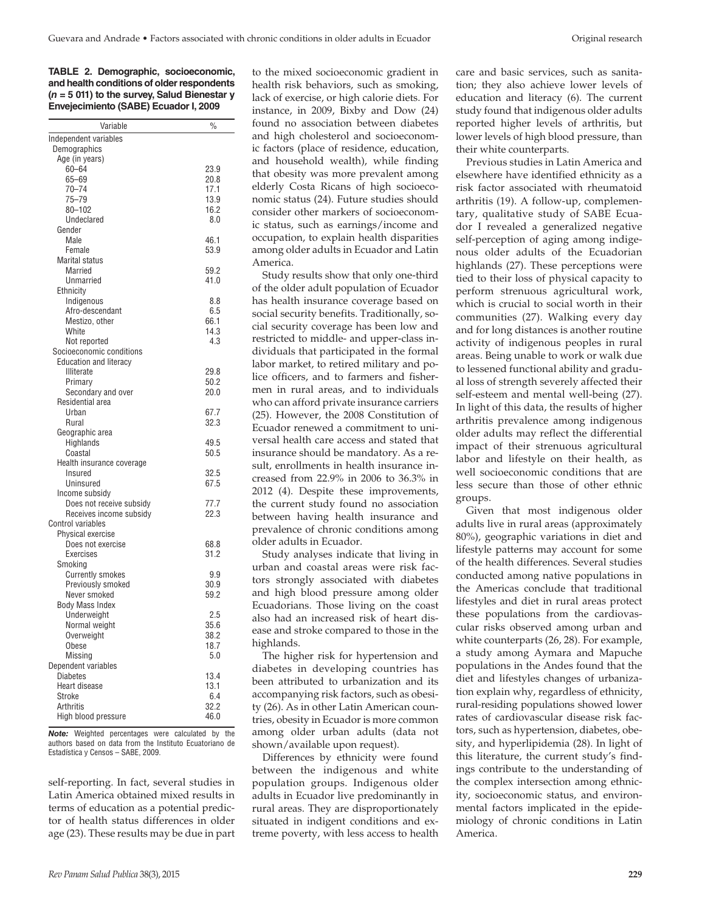**TABLE 2. Demographic, socioeconomic, and health conditions of older respondents ($n$ = 5 011) to the survey, Salud Bienestar y Envejecimiento (SABE) Ecuador I, 2009**

| Variable | % |
|---|---|
| Independent variables | |
| Demographics | |
| Age (in years) | |
| 60–64 | 23.9 |
| 65–69 | 20.8 |
| 70–74 | 17.1 |
| 75–79 | 13.9 |
| 80–102 | 16.2 |
| Undeclared | 8.0 |
| Gender | |
| Male | 46.1 |
| Female | 53.9 |
| Marital status | |
| Married | 59.2 |
| Unmarried | 41.0 |
| Ethnicity | |
| Indigenous | 8.8 |
| Afro-descendant | 6.5 |
| Mestizo, other | 66.1 |
| White | 14.3 |
| Not reported | 4.3 |
| Socioeconomic conditions | |
| Education and literacy | |
| Illiterate | 29.8 |
| Primary | 50.2 |
| Secondary and over | 20.0 |
| Residential area | |
| Urban | 67.7 |
| Rural | 32.3 |
| Geographic area | |
| Highlands | 49.5 |
| Coastal | 50.5 |
| Health insurance coverage | |
| Insured | 32.5 |
| Uninsured | 67.5 |
| Income subsidy | |
| Does not receive subsidy | 77.7 |
| Receives income subsidy | 22.3 |
| Control variables | |
| Physical exercise | |
| Does not exercise | 68.8 |
| Exercises | 31.2 |
| Smoking | |
| Currently smokes | 9.9 |
| Previously smoked | 30.9 |
| Never smoked | 59.2 |
| Body Mass Index | |
| Underweight | 2.5 |
| Normal weight | 35.6 |
| Overweight | 38.2 |
| Obese | 18.7 |
| Missing | 5.0 |
| Dependent variables | |
| Diabetes | 13.4 |
| Heart disease | 13.1 |
| Stroke | 6.4 |
| Arthritis | 32.2 |
| High blood pressure | 46.0 |

***Note:*** Weighted percentages were calculated by the authors based on data from the Instituto Ecuatoriano de Estadística y Censos – SABE, 2009.

self-reporting. In fact, several studies in Latin America obtained mixed results in terms of education as a potential predictor of health status differences in older age (23). These results may be due in part to the mixed socioeconomic gradient in health risk behaviors, such as smoking, lack of exercise, or high calorie diets. For instance, in 2009, Bixby and Dow (24) found no association between diabetes and high cholesterol and socioeconomic factors (place of residence, education, and household wealth), while finding that obesity was more prevalent among elderly Costa Ricans of high socioeconomic status (24). Future studies should consider other markers of socioeconomic status, such as earnings/income and occupation, to explain health disparities among older adults in Ecuador and Latin America.

Study results show that only one-third of the older adult population of Ecuador has health insurance coverage based on social security benefits. Traditionally, social security coverage has been low and restricted to middle- and upper-class individuals that participated in the formal labor market, to retired military and police officers, and to farmers and fishermen in rural areas, and to individuals who can afford private insurance carriers (25). However, the 2008 Constitution of Ecuador renewed a commitment to universal health care access and stated that insurance should be mandatory. As a result, enrollments in health insurance increased from 22.9% in 2006 to 36.3% in 2012 (4). Despite these improvements, the current study found no association between having health insurance and prevalence of chronic conditions among older adults in Ecuador.

Study analyses indicate that living in urban and coastal areas were risk factors strongly associated with diabetes and high blood pressure among older Ecuadorians. Those living on the coast also had an increased risk of heart disease and stroke compared to those in the highlands.

The higher risk for hypertension and diabetes in developing countries has been attributed to urbanization and its accompanying risk factors, such as obesity (26). As in other Latin American countries, obesity in Ecuador is more common among older urban adults (data not shown/available upon request).

Differences by ethnicity were found between the indigenous and white population groups. Indigenous older adults in Ecuador live predominantly in rural areas. They are disproportionately situated in indigent conditions and extreme poverty, with less access to health care and basic services, such as sanitation; they also achieve lower levels of education and literacy (6). The current study found that indigenous older adults reported higher levels of arthritis, but lower levels of high blood pressure, than their white counterparts.

Previous studies in Latin America and elsewhere have identified ethnicity as a risk factor associated with rheumatoid arthritis (19). A follow-up, complementary, qualitative study of SABE Ecuador I revealed a generalized negative self-perception of aging among indigenous older adults of the Ecuadorian highlands (27). These perceptions were tied to their loss of physical capacity to perform strenuous agricultural work, which is crucial to social worth in their communities (27). Walking every day and for long distances is another routine activity of indigenous peoples in rural areas. Being unable to work or walk due to lessened functional ability and gradual loss of strength severely affected their self-esteem and mental well-being (27). In light of this data, the results of higher arthritis prevalence among indigenous older adults may reflect the differential impact of their strenuous agricultural labor and lifestyle on their health, as well socioeconomic conditions that are less secure than those of other ethnic groups.

Given that most indigenous older adults live in rural areas (approximately 80%), geographic variations in diet and lifestyle patterns may account for some of the health differences. Several studies conducted among native populations in the Americas conclude that traditional lifestyles and diet in rural areas protect these populations from the cardiovascular risks observed among urban and white counterparts (26, 28). For example, a study among Aymara and Mapuche populations in the Andes found that the diet and lifestyles changes of urbanization explain why, regardless of ethnicity, rural-residing populations showed lower rates of cardiovascular disease risk factors, such as hypertension, diabetes, obesity, and hyperlipidemia (28). In light of this literature, the current study's findings contribute to the understanding of the complex intersection among ethnicity, socioeconomic status, and environmental factors implicated in the epidemiology of chronic conditions in Latin America.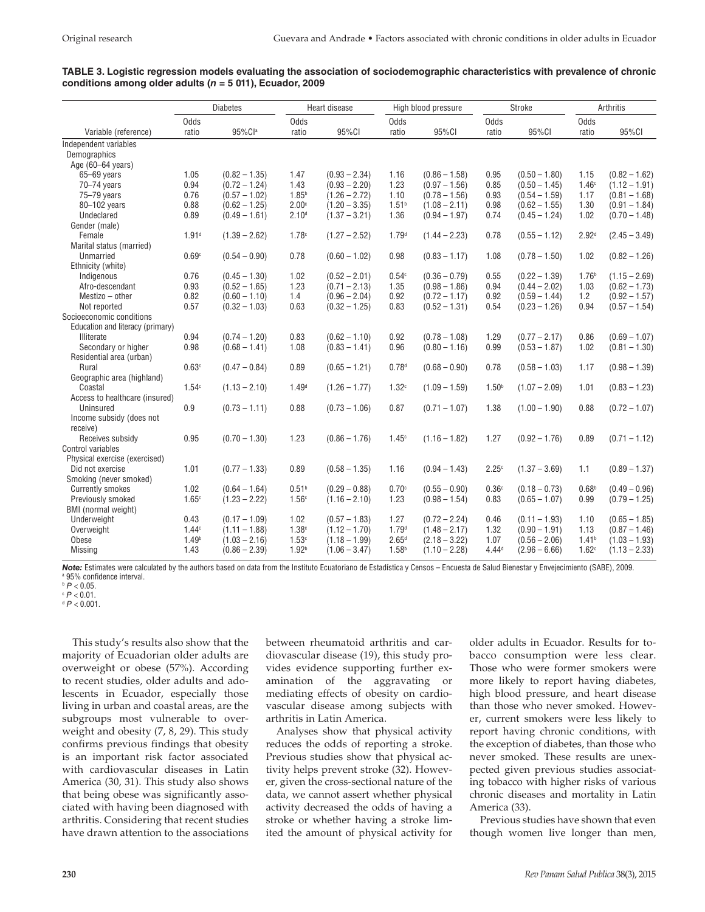**TABLE 3. Logistic regression models evaluating the association of sociodemographic characteristics with prevalence of chronic conditions among older adults (*n* = 5 011), Ecuador, 2009**

| | Diabetes | | Heart disease | | High blood pressure | | Stroke | | Arthritis | |
|---|---|---|---|---|---|---|---|---|---|---|
| Variable (reference) | Odds ratio | 95%CI[a] | Odds ratio | 95%CI | Odds ratio | 95%CI | Odds ratio | 95%CI | Odds ratio | 95%CI |
| Independent variables | | | | | | | | | | |
| Demographics | | | | | | | | | | |
| Age (60–64 years) | | | | | | | | | | |
| 65–69 years | 1.05 | (0.82 – 1.35) | 1.47 | (0.93 – 2.34) | 1.16 | (0.86 – 1.58) | 0.95 | (0.50 – 1.80) | 1.15 | (0.82 – 1.62) |
| 70–74 years | 0.94 | (0.72 – 1.24) | 1.43 | (0.93 – 2.20) | 1.23 | (0.97 – 1.56) | 0.85 | (0.50 – 1.45) | 1.46[c] | (1.12 – 1.91) |
| 75–79 years | 0.76 | (0.57 – 1.02) | 1.85[b] | (1.26 – 2.72) | 1.10 | (0.78 – 1.56) | 0.93 | (0.54 – 1.59) | 1.17 | (0.81 – 1.68) |
| 80–102 years | 0.88 | (0.62 – 1.25) | 2.00[c] | (1.20 – 3.35) | 1.51[b] | (1.08 – 2.11) | 0.98 | (0.62 – 1.55) | 1.30 | (0.91 – 1.84) |
| Undeclared | 0.89 | (0.49 – 1.61) | 2.10[d] | (1.37 – 3.21) | 1.36 | (0.94 – 1.97) | 0.74 | (0.45 – 1.24) | 1.02 | (0.70 – 1.48) |
| Gender (male) | | | | | | | | | | |
| Female | 1.91[d] | (1.39 – 2.62) | 1.78[c] | (1.27 – 2.52) | 1.79[d] | (1.44 – 2.23) | 0.78 | (0.55 – 1.12) | 2.92[d] | (2.45 – 3.49) |
| Marital status (married) | | | | | | | | | | |
| Unmarried | 0.69[c] | (0.54 – 0.90) | 0.78 | (0.60 – 1.02) | 0.98 | (0.83 – 1.17) | 1.08 | (0.78 – 1.50) | 1.02 | (0.82 – 1.26) |
| Ethnicity (white) | | | | | | | | | | |
| Indigenous | 0.76 | (0.45 – 1.30) | 1.02 | (0.52 – 2.01) | 0.54[c] | (0.36 – 0.79) | 0.55 | (0.22 – 1.39) | 1.76[b] | (1.15 – 2.69) |
| Afro-descendant | 0.93 | (0.52 – 1.65) | 1.23 | (0.71 – 2.13) | 1.35 | (0.98 – 1.86) | 0.94 | (0.44 – 2.02) | 1.03 | (0.62 – 1.73) |
| Mestizo – other | 0.82 | (0.60 – 1.10) | 1.4 | (0.96 – 2.04) | 0.92 | (0.72 – 1.17) | 0.92 | (0.59 – 1.44) | 1.2 | (0.92 – 1.57) |
| Not reported | 0.57 | (0.32 – 1.03) | 0.63 | (0.32 – 1.25) | 0.83 | (0.52 – 1.31) | 0.54 | (0.23 – 1.26) | 0.94 | (0.57 – 1.54) |
| Socioeconomic conditions | | | | | | | | | | |
| Education and literacy (primary) | | | | | | | | | | |
| Illiterate | 0.94 | (0.74 – 1.20) | 0.83 | (0.62 – 1.10) | 0.92 | (0.78 – 1.08) | 1.29 | (0.77 – 2.17) | 0.86 | (0.69 – 1.07) |
| Secondary or higher | 0.98 | (0.68 – 1.41) | 1.08 | (0.83 – 1.41) | 0.96 | (0.80 – 1.16) | 0.99 | (0.53 – 1.87) | 1.02 | (0.81 – 1.30) |
| Residential area (urban) | | | | | | | | | | |
| Rural | 0.63[c] | (0.47 – 0.84) | 0.89 | (0.65 – 1.21) | 0.78[d] | (0.68 – 0.90) | 0.78 | (0.58 – 1.03) | 1.17 | (0.98 – 1.39) |
| Geographic area (highland) | | | | | | | | | | |
| Coastal | 1.54[c] | (1.13 – 2.10) | 1.49[d] | (1.26 – 1.77) | 1.32[c] | (1.09 – 1.59) | 1.50[b] | (1.07 – 2.09) | 1.01 | (0.83 – 1.23) |
| Access to healthcare (insured) | | | | | | | | | | |
| Uninsured | 0.9 | (0.73 – 1.11) | 0.88 | (0.73 – 1.06) | 0.87 | (0.71 – 1.07) | 1.38 | (1.00 – 1.90) | 0.88 | (0.72 – 1.07) |
| Income subsidy (does not receive) | | | | | | | | | | |
| Receives subsidy | 0.95 | (0.70 – 1.30) | 1.23 | (0.86 – 1.76) | 1.45[c] | (1.16 – 1.82) | 1.27 | (0.92 – 1.76) | 0.89 | (0.71 – 1.12) |
| Control variables | | | | | | | | | | |
| Physical exercise (exercised) | | | | | | | | | | |
| Did not exercise | 1.01 | (0.77 – 1.33) | 0.89 | (0.58 – 1.35) | 1.16 | (0.94 – 1.43) | 2.25[c] | (1.37 – 3.69) | 1.1 | (0.89 – 1.37) |
| Smoking (never smoked) | | | | | | | | | | |
| Currently smokes | 1.02 | (0.64 – 1.64) | 0.51[b] | (0.29 – 0.88) | 0.70[c] | (0.55 – 0.90) | 0.36[c] | (0.18 – 0.73) | 0.68[b] | (0.49 – 0.96) |
| Previously smoked | 1.65[c] | (1.23 – 2.22) | 1.56[c] | (1.16 – 2.10) | 1.23 | (0.98 – 1.54) | 0.83 | (0.65 – 1.07) | 0.99 | (0.79 – 1.25) |
| BMI (normal weight) | | | | | | | | | | |
| Underweight | 0.43 | (0.17 – 1.09) | 1.02 | (0.57 – 1.83) | 1.27 | (0.72 – 2.24) | 0.46 | (0.11 – 1.93) | 1.10 | (0.65 – 1.85) |
| Overweight | 1.44[c] | (1.11 – 1.88) | 1.38[c] | (1.12 – 1.70) | 1.79[d] | (1.48 – 2.17) | 1.32 | (0.90 – 1.91) | 1.13 | (0.87 – 1.46) |
| Obese | 1.49[b] | (1.03 – 2.16) | 1.53[c] | (1.18 – 1.99) | 2.65[d] | (2.18 – 3.22) | 1.07 | (0.56 – 2.06) | 1.41[b] | (1.03 – 1.93) |
| Missing | 1.43 | (0.86 – 2.39) | 1.92[b] | (1.06 – 3.47) | 1.58[b] | (1.10 – 2.28) | 4.44[d] | (2.96 – 6.66) | 1.62[c] | (1.13 – 2.33) |

***Note:*** Estimates were calculated by the authors based on data from the Instituto Ecuatoriano de Estadística y Censos – Encuesta de Salud Bienestar y Envejecimiento (SABE), 2009.
[a] 95% confidence interval.
[b] $P < 0.05$.
[c] $P < 0.01$.
[d] $P < 0.001$.

This study's results also show that the majority of Ecuadorian older adults are overweight or obese (57%). According to recent studies, older adults and adolescents in Ecuador, especially those living in urban and coastal areas, are the subgroups most vulnerable to overweight and obesity (7, 8, 29). This study confirms previous findings that obesity is an important risk factor associated with cardiovascular diseases in Latin America (30, 31). This study also shows that being obese was significantly associated with having been diagnosed with arthritis. Considering that recent studies have drawn attention to the associations between rheumatoid arthritis and cardiovascular disease (19), this study provides evidence supporting further examination of the aggravating or mediating effects of obesity on cardiovascular disease among subjects with arthritis in Latin America.

Analyses show that physical activity reduces the odds of reporting a stroke. Previous studies show that physical activity helps prevent stroke (32). However, given the cross-sectional nature of the data, we cannot assert whether physical activity decreased the odds of having a stroke or whether having a stroke limited the amount of physical activity for older adults in Ecuador. Results for tobacco consumption were less clear. Those who were former smokers were more likely to report having diabetes, high blood pressure, and heart disease than those who never smoked. However, current smokers were less likely to report having chronic conditions, with the exception of diabetes, than those who never smoked. These results are unexpected given previous studies associating tobacco with higher risks of various chronic diseases and mortality in Latin America (33).

Previous studies have shown that even though women live longer than men,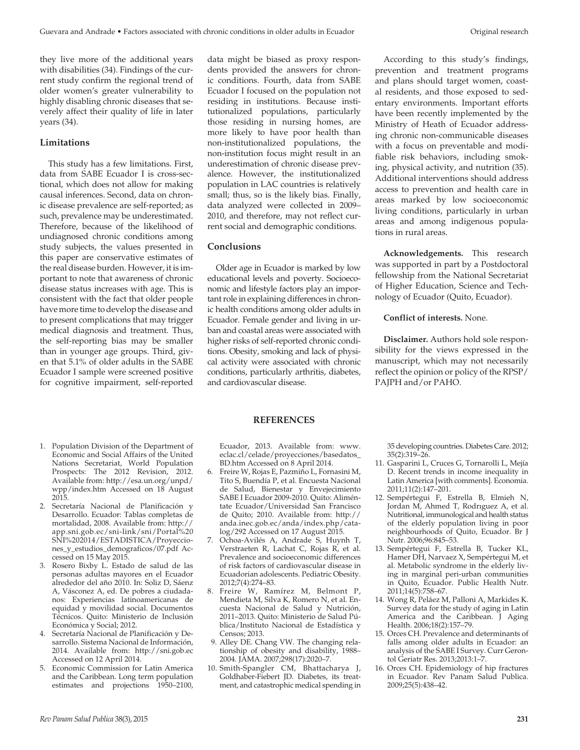they live more of the additional years with disabilities (34). Findings of the current study confirm the regional trend of older women's greater vulnerability to highly disabling chronic diseases that severely affect their quality of life in later years (34).

### Limitations

This study has a few limitations. First, data from SABE Ecuador I is cross-sectional, which does not allow for making causal inferences. Second, data on chronic disease prevalence are self-reported; as such, prevalence may be underestimated. Therefore, because of the likelihood of undiagnosed chronic conditions among study subjects, the values presented in this paper are conservative estimates of the real disease burden. However, it is important to note that awareness of chronic disease status increases with age. This is consistent with the fact that older people have more time to develop the disease and to present complications that may trigger medical diagnosis and treatment. Thus, the self-reporting bias may be smaller than in younger age groups. Third, given that 5.1% of older adults in the SABE Ecuador I sample were screened positive for cognitive impairment, self-reported data might be biased as proxy respondents provided the answers for chronic conditions. Fourth, data from SABE Ecuador I focused on the population not residing in institutions. Because institutionalized populations, particularly those residing in nursing homes, are more likely to have poor health than non-institutionalized populations, the non-institution focus might result in an underestimation of chronic disease prevalence. However, the institutionalized population in LAC countries is relatively small; thus, so is the likely bias. Finally, data analyzed were collected in 2009–2010, and therefore, may not reflect current social and demographic conditions.

## Conclusions

Older age in Ecuador is marked by low educational levels and poverty. Socioeconomic and lifestyle factors play an important role in explaining differences in chronic health conditions among older adults in Ecuador. Female gender and living in urban and coastal areas were associated with higher risks of self-reported chronic conditions. Obesity, smoking and lack of physical activity were associated with chronic conditions, particularly arthritis, diabetes, and cardiovascular disease.

According to this study's findings, prevention and treatment programs and plans should target women, coastal residents, and those exposed to sedentary environments. Important efforts have been recently implemented by the Ministry of Heath of Ecuador addressing chronic non-communicable diseases with a focus on preventable and modifiable risk behaviors, including smoking, physical activity, and nutrition (35). Additional interventions should address access to prevention and health care in areas marked by low socioeconomic living conditions, particularly in urban areas and among indigenous populations in rural areas.

**Acknowledgements.** This research was supported in part by a Postdoctoral fellowship from the National Secretariat of Higher Education, Science and Technology of Ecuador (Quito, Ecuador).

**Conflict of interests.** None.

**Disclaimer.** Authors hold sole responsibility for the views expressed in the manuscript, which may not necessarily reflect the opinion or policy of the RPSP/PAJPH and/or PAHO.

## REFERENCES

1. Population Division of the Department of Economic and Social Affairs of the United Nations Secretariat, World Population Prospects: The 2012 Revision, 2012. Available from: http://esa.un.org/unpd/wpp/index.htm Accessed on 18 August 2015.
2. Secretaría Nacional de Planificación y Desarrollo. Ecuador: Tablas completas de mortalidad, 2008. Available from: http://app.sni.gob.ec/sni-link/sni/Portal%20SNI%202014/ESTADISTICA/Proyecciones_y_estudios_demograficos/07.pdf Accessed on 15 May 2015.
3. Rosero Bixby L. Estado de salud de las personas adultas mayores en el Ecuador alrededor del año 2010. In: Soliz D, Sáenz A, Vásconez A, ed. De pobres a ciudadanos: Experiencias latinoamericanas de equidad y movilidad social. Documentos Técnicos. Quito: Ministerio de Inclusión Económica y Social; 2012.
4. Secretaría Nacional de Planificación y Desarrollo. Sistema Nacional de Información, 2014. Available from: http://sni.gob.ec Accessed on 12 April 2014.
5. Economic Commission for Latin America and the Caribbean. Long term population estimates and projections 1950–2100, Ecuador, 2013. Available from: www.eclac.cl/celade/proyecciones/basedatos_BD.htm Accessed on 8 April 2014.
6. Freire W, Rojas E, Pazmiño L, Fornasini M, Tito S, Buendía P, et al. Encuesta Nacional de Salud, Bienestar y Envejecimiento SABE I Ecuador 2009-2010. Quito: Aliméntate Ecuador/Universidad San Francisco de Quito; 2010. Available from: http://anda.inec.gob.ec/anda/index.php/catalog/292 Accessed on 17 August 2015.
7. Ochoa-Avilés A, Andrade S, Huynh T, Verstraeten R, Lachat C, Rojas R, et al. Prevalence and socioeconomic differences of risk factors of cardiovascular disease in Ecuadorian adolescents. Pediatric Obesity. 2012;7(4):274–83.
8. Freire W, Ramírez M, Belmont P, Mendieta M, Silva K, Romero N, et al. Encuesta Nacional de Salud y Nutrición, 2011–2013. Quito: Ministerio de Salud Pública/Instituto Nacional de Estadística y Censos; 2013.
9. Alley DE. Chang VW. The changing relationship of obesity and disability, 1988–2004. JAMA. 2007;298(17):2020–7.
10. Smith-Spangler CM, Bhattacharya J, Goldhaber-Fiebert JD. Diabetes, its treatment, and catastrophic medical spending in 35 developing countries. Diabetes Care. 2012; 35(2):319–26.
11. Gasparini L, Cruces G, Tornarolli L, Mejía D. Recent trends in income inequality in Latin America [with comments]. Economia. 2011;11(2):147–201.
12. Sempértegui F, Estrella B, Elmieh N, Jordan M, Ahmed T, Rodrıguez A, et al. Nutritional, immunological and health status of the elderly population living in poor neighbourhoods of Quito, Ecuador. Br J Nutr. 2006;96:845–53.
13. Sempértegui F, Estrella B, Tucker KL, Hamer DH, Narvaez X, Sempértegui M, et al. Metabolic syndrome in the elderly living in marginal peri-urban communities in Quito, Ecuador. Public Health Nutr. 2011;14(5):758–67.
14. Wong R, Peláez M, Palloni A, Markides K. Survey data for the study of aging in Latin America and the Caribbean. J Aging Health. 2006;18(2):157–79.
15. Orces CH. Prevalence and determinants of falls among older adults in Ecuador: an analysis of the SABE I Survey. Curr Gerontol Geriatr Res. 2013;2013:1–7.
16. Orces CH. Epidemiology of hip fractures in Ecuador. Rev Panam Salud Publica. 2009;25(5):438–42.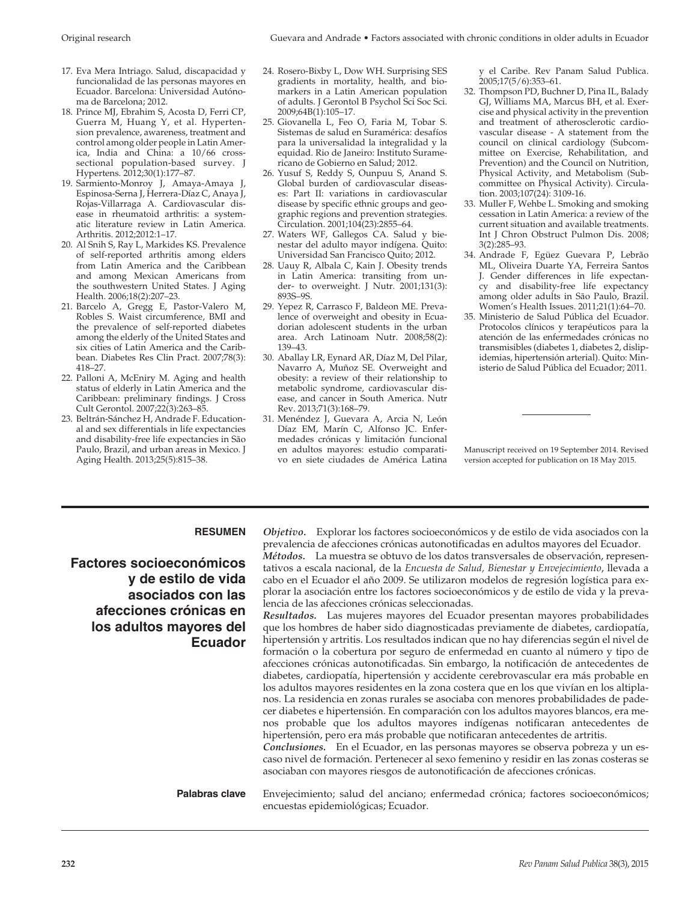17. Eva Mera Intriago. Salud, discapacidad y funcionalidad de las personas mayores en Ecuador. Barcelona: Universidad Autónoma de Barcelona; 2012.
18. Prince MJ, Ebrahim S, Acosta D, Ferri CP, Guerra M, Huang Y, et al. Hypertension prevalence, awareness, treatment and control among older people in Latin America, India and China: a 10/66 cross-sectional population-based survey. J Hypertens. 2012;30(1):177–87.
19. Sarmiento-Monroy J, Amaya-Amaya J, Espinosa-Serna J, Herrera-Díaz C, Anaya J, Rojas-Villarraga A. Cardiovascular disease in rheumatoid arthritis: a systematic literature review in Latin America. Arthritis. 2012;2012:1–17.
20. Al Snih S, Ray L, Markides KS. Prevalence of self-reported arthritis among elders from Latin America and the Caribbean and among Mexican Americans from the southwestern United States. J Aging Health. 2006;18(2):207–23.
21. Barcelo A, Gregg E, Pastor-Valero M, Robles S. Waist circumference, BMI and the prevalence of self-reported diabetes among the elderly of the United States and six cities of Latin America and the Caribbean. Diabetes Res Clin Pract. 2007;78(3):418–27.
22. Palloni A, McEniry M. Aging and health status of elderly in Latin America and the Caribbean: preliminary findings. J Cross Cult Gerontol. 2007;22(3):263–85.
23. Beltrán-Sánchez H, Andrade F. Educational and sex differentials in life expectancies and disability-free life expectancies in São Paulo, Brazil, and urban areas in Mexico. J Aging Health. 2013;25(5):815–38.
24. Rosero-Bixby L, Dow WH. Surprising SES gradients in mortality, health, and biomarkers in a Latin American population of adults. J Gerontol B Psychol Sci Soc Sci. 2009;64B(1):105–17.
25. Giovanella L, Feo O, Faria M, Tobar S. Sistemas de salud en Suramérica: desafíos para la universalidad la integralidad y la equidad. Rio de Janeiro: Instituto Suramericano de Gobierno en Salud; 2012.
26. Yusuf S, Reddy S, Ounpuu S, Anand S. Global burden of cardiovascular diseases: Part II: variations in cardiovascular disease by specific ethnic groups and geographic regions and prevention strategies. Circulation. 2001;104(23):2855–64.
27. Waters WF, Gallegos CA. Salud y bienestar del adulto mayor indígena. Quito: Universidad San Francisco Quito; 2012.
28. Uauy R, Albala C, Kain J. Obesity trends in Latin America: transiting from under- to overweight. J Nutr. 2001;131(3): 893S–9S.
29. Yepez R, Carrasco F, Baldeon ME. Prevalence of overweight and obesity in Ecuadorian adolescent students in the urban area. Arch Latinoam Nutr. 2008;58(2): 139–43.
30. Aballay LR, Eynard AR, Díaz M, Del Pilar, Navarro A, Muñoz SE. Overweight and obesity: a review of their relationship to metabolic syndrome, cardiovascular disease, and cancer in South America. Nutr Rev. 2013;71(3):168–79.
31. Menéndez J, Guevara A, Arcia N, León Díaz EM, Marín C, Alfonso JC. Enfermedades crónicas y limitación funcional en adultos mayores: estudio comparativo en siete ciudades de América Latina y el Caribe. Rev Panam Salud Publica. 2005;17(5/6):353–61.
32. Thompson PD, Buchner D, Pina IL, Balady GJ, Williams MA, Marcus BH, et al. Exercise and physical activity in the prevention and treatment of atherosclerotic cardiovascular disease - A statement from the council on clinical cardiology (Subcommittee on Exercise, Rehabilitation, and Prevention) and the Council on Nutrition, Physical Activity, and Metabolism (Subcommittee on Physical Activity). Circulation. 2003;107(24): 3109-16.
33. Muller F, Wehbe L. Smoking and smoking cessation in Latin America: a review of the current situation and available treatments. Int J Chron Obstruct Pulmon Dis. 2008; 3(2):285–93.
34. Andrade F, Egüez Guevara P, Lebrão ML, Oliveira Duarte YA, Ferreira Santos J. Gender differences in life expectancy and disability-free life expectancy among older adults in São Paulo, Brazil. Women's Health Issues. 2011;21(1):64–70.
35. Ministerio de Salud Pública del Ecuador. Protocolos clínicos y terapéuticos para la atención de las enfermedades crónicas no transmisibles (diabetes 1, diabetes 2, dislipidemias, hipertensión arterial). Quito: Ministerio de Salud Pública del Ecuador; 2011.

Manuscript received on 19 September 2014. Revised version accepted for publication on 18 May 2015.

---

## RESUMEN

## Factores socioeconómicos y de estilo de vida asociados con las afecciones crónicas en los adultos mayores del Ecuador

***Objetivo.*** Explorar los factores socioeconómicos y de estilo de vida asociados con la prevalencia de afecciones crónicas autonotificadas en adultos mayores del Ecuador.

***Métodos.*** La muestra se obtuvo de los datos transversales de observación, representativos a escala nacional, de la *Encuesta de Salud, Bienestar y Envejecimiento*, llevada a cabo en el Ecuador el año 2009. Se utilizaron modelos de regresión logística para explorar la asociación entre los factores socioeconómicos y de estilo de vida y la prevalencia de las afecciones crónicas seleccionadas.

***Resultados.*** Las mujeres mayores del Ecuador presentan mayores probabilidades que los hombres de haber sido diagnosticadas previamente de diabetes, cardiopatía, hipertensión y artritis. Los resultados indican que no hay diferencias según el nivel de formación o la cobertura por seguro de enfermedad en cuanto al número y tipo de afecciones crónicas autonotificadas. Sin embargo, la notificación de antecedentes de diabetes, cardiopatía, hipertensión y accidente cerebrovascular era más probable en los adultos mayores residentes en la zona costera que en los que vivían en los altiplanos. La residencia en zonas rurales se asociaba con menores probabilidades de padecer diabetes e hipertensión. En comparación con los adultos mayores blancos, era menos probable que los adultos mayores indígenas notificaran antecedentes de hipertensión, pero era más probable que notificaran antecedentes de artritis.

***Conclusiones.*** En el Ecuador, en las personas mayores se observa pobreza y un escaso nivel de formación. Pertenecer al sexo femenino y residir en las zonas costeras se asociaban con mayores riesgos de autonotificación de afecciones crónicas.

**Palabras clave** Envejecimiento; salud del anciano; enfermedad crónica; factores socioeconómicos; encuestas epidemiológicas; Ecuador.